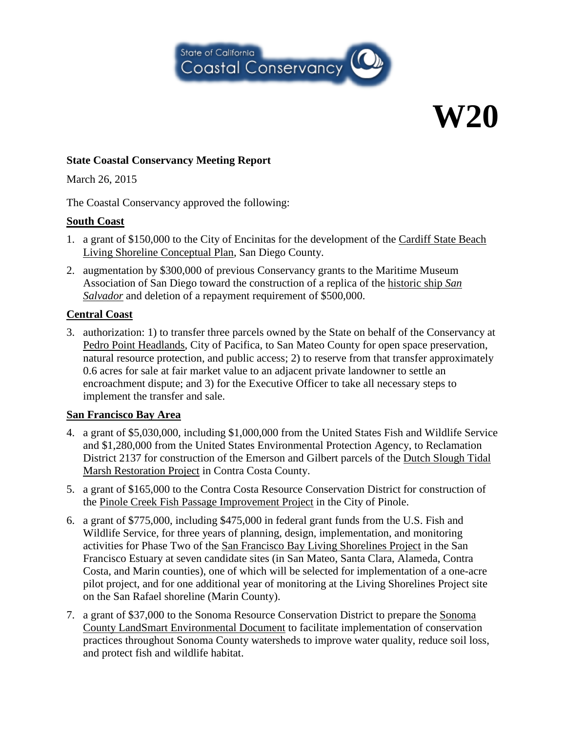State of California
Coastal Conservancy

# W20

**State Coastal Conservancy Meeting Report**

March 26, 2015

The Coastal Conservancy approved the following:

**South Coast**

1. a grant of $150,000 to the City of Encinitas for the development of the Cardiff State Beach Living Shoreline Conceptual Plan, San Diego County.
2. augmentation by $300,000 of previous Conservancy grants to the Maritime Museum Association of San Diego toward the construction of a replica of the historic ship *San Salvador* and deletion of a repayment requirement of $500,000.

**Central Coast**

3. authorization: 1) to transfer three parcels owned by the State on behalf of the Conservancy at Pedro Point Headlands, City of Pacifica, to San Mateo County for open space preservation, natural resource protection, and public access; 2) to reserve from that transfer approximately 0.6 acres for sale at fair market value to an adjacent private landowner to settle an encroachment dispute; and 3) for the Executive Officer to take all necessary steps to implement the transfer and sale.

**San Francisco Bay Area**

4. a grant of $5,030,000, including $1,000,000 from the United States Fish and Wildlife Service and $1,280,000 from the United States Environmental Protection Agency, to Reclamation District 2137 for construction of the Emerson and Gilbert parcels of the Dutch Slough Tidal Marsh Restoration Project in Contra Costa County.
5. a grant of $165,000 to the Contra Costa Resource Conservation District for construction of the Pinole Creek Fish Passage Improvement Project in the City of Pinole.
6. a grant of $775,000, including $475,000 in federal grant funds from the U.S. Fish and Wildlife Service, for three years of planning, design, implementation, and monitoring activities for Phase Two of the San Francisco Bay Living Shorelines Project in the San Francisco Estuary at seven candidate sites (in San Mateo, Santa Clara, Alameda, Contra Costa, and Marin counties), one of which will be selected for implementation of a one-acre pilot project, and for one additional year of monitoring at the Living Shorelines Project site on the San Rafael shoreline (Marin County).
7. a grant of $37,000 to the Sonoma Resource Conservation District to prepare the Sonoma County LandSmart Environmental Document to facilitate implementation of conservation practices throughout Sonoma County watersheds to improve water quality, reduce soil loss, and protect fish and wildlife habitat.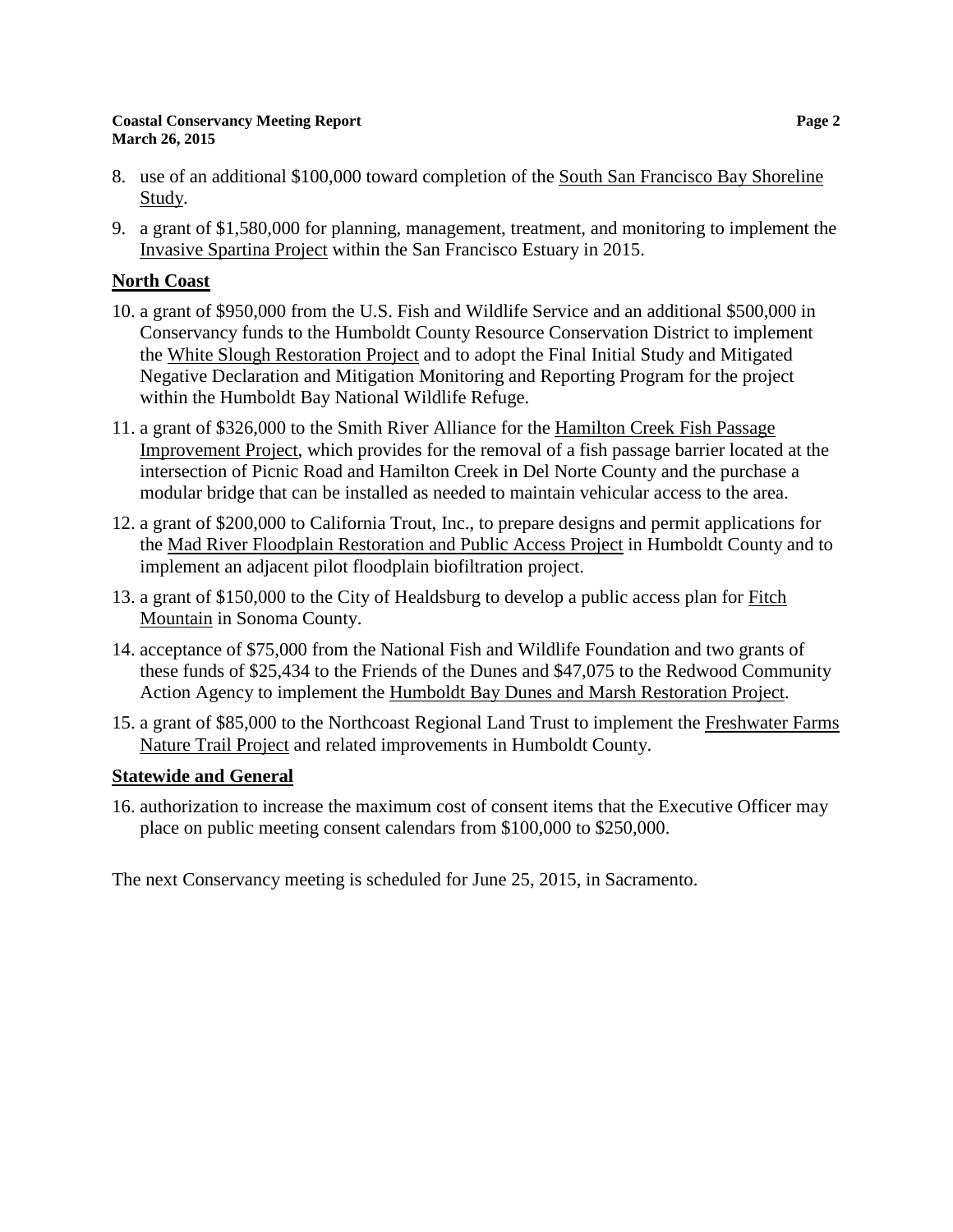8. use of an additional $100,000 toward completion of the South San Francisco Bay Shoreline Study.

9. a grant of $1,580,000 for planning, management, treatment, and monitoring to implement the Invasive Spartina Project within the San Francisco Estuary in 2015.

**North Coast**

10. a grant of $950,000 from the U.S. Fish and Wildlife Service and an additional $500,000 in Conservancy funds to the Humboldt County Resource Conservation District to implement the White Slough Restoration Project and to adopt the Final Initial Study and Mitigated Negative Declaration and Mitigation Monitoring and Reporting Program for the project within the Humboldt Bay National Wildlife Refuge.

11. a grant of $326,000 to the Smith River Alliance for the Hamilton Creek Fish Passage Improvement Project, which provides for the removal of a fish passage barrier located at the intersection of Picnic Road and Hamilton Creek in Del Norte County and the purchase a modular bridge that can be installed as needed to maintain vehicular access to the area.

12. a grant of $200,000 to California Trout, Inc., to prepare designs and permit applications for the Mad River Floodplain Restoration and Public Access Project in Humboldt County and to implement an adjacent pilot floodplain biofiltration project.

13. a grant of $150,000 to the City of Healdsburg to develop a public access plan for Fitch Mountain in Sonoma County.

14. acceptance of $75,000 from the National Fish and Wildlife Foundation and two grants of these funds of $25,434 to the Friends of the Dunes and $47,075 to the Redwood Community Action Agency to implement the Humboldt Bay Dunes and Marsh Restoration Project.

15. a grant of $85,000 to the Northcoast Regional Land Trust to implement the Freshwater Farms Nature Trail Project and related improvements in Humboldt County.

**Statewide and General**

16. authorization to increase the maximum cost of consent items that the Executive Officer may place on public meeting consent calendars from $100,000 to $250,000.

The next Conservancy meeting is scheduled for June 25, 2015, in Sacramento.